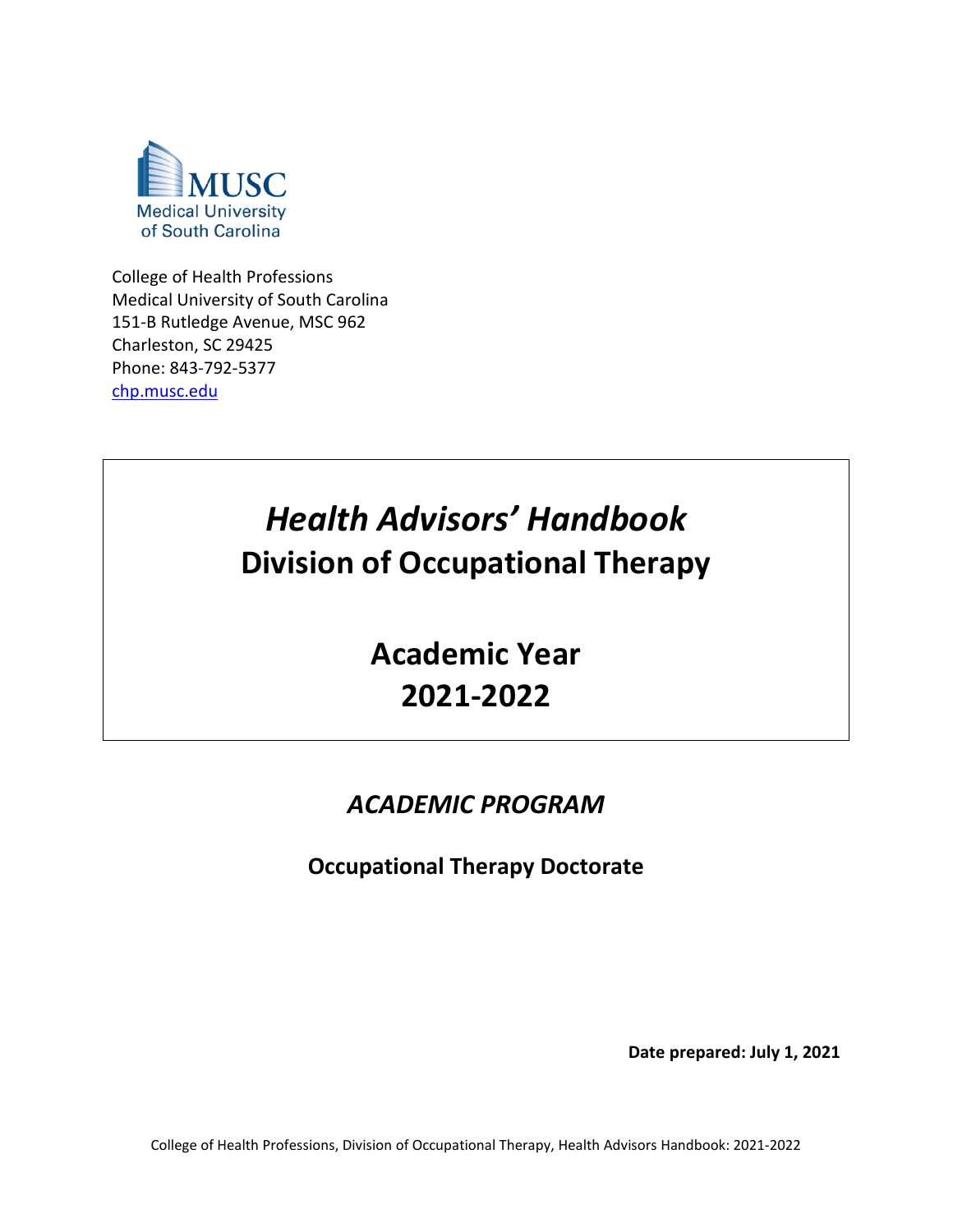MUSC
Medical University
of South Carolina

College of Health Professions
Medical University of South Carolina
151-B Rutledge Avenue, MSC 962
Charleston, SC 29425
Phone: 843-792-5377
[chp.musc.edu](chp.musc.edu)

# *Health Advisors' Handbook*

## Division of Occupational Therapy

## Academic Year 2021-2022

## *ACADEMIC PROGRAM*

**Occupational Therapy Doctorate**

**Date prepared: July 1, 2021**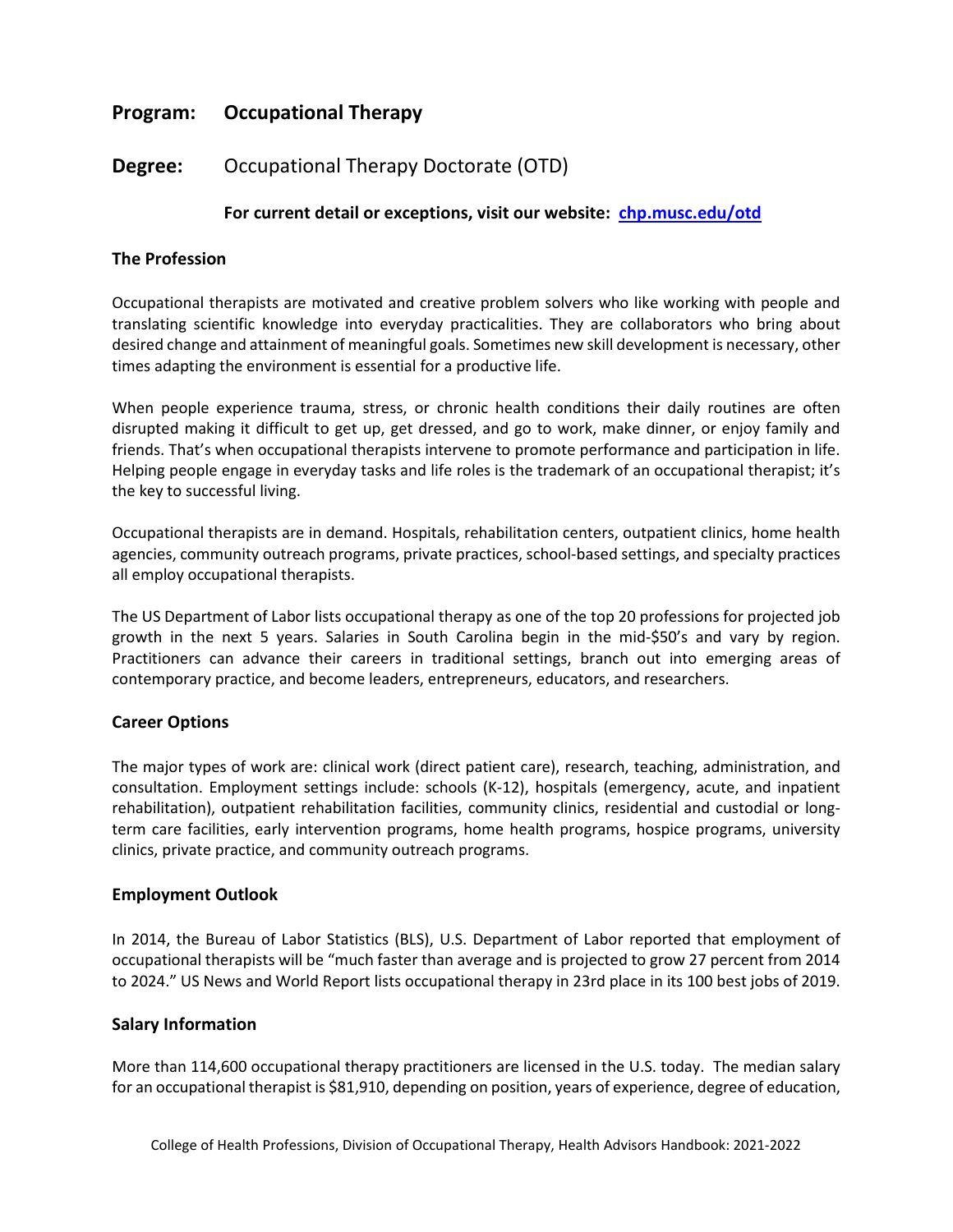## Program: Occupational Therapy

**Degree:** Occupational Therapy Doctorate (OTD)

**For current detail or exceptions, visit our website: [chp.musc.edu/otd](chp.musc.edu/otd)**

### The Profession

Occupational therapists are motivated and creative problem solvers who like working with people and translating scientific knowledge into everyday practicalities. They are collaborators who bring about desired change and attainment of meaningful goals. Sometimes new skill development is necessary, other times adapting the environment is essential for a productive life.

When people experience trauma, stress, or chronic health conditions their daily routines are often disrupted making it difficult to get up, get dressed, and go to work, make dinner, or enjoy family and friends. That's when occupational therapists intervene to promote performance and participation in life. Helping people engage in everyday tasks and life roles is the trademark of an occupational therapist; it's the key to successful living.

Occupational therapists are in demand. Hospitals, rehabilitation centers, outpatient clinics, home health agencies, community outreach programs, private practices, school-based settings, and specialty practices all employ occupational therapists.

The US Department of Labor lists occupational therapy as one of the top 20 professions for projected job growth in the next 5 years. Salaries in South Carolina begin in the mid-$50's and vary by region. Practitioners can advance their careers in traditional settings, branch out into emerging areas of contemporary practice, and become leaders, entrepreneurs, educators, and researchers.

### Career Options

The major types of work are: clinical work (direct patient care), research, teaching, administration, and consultation. Employment settings include: schools (K-12), hospitals (emergency, acute, and inpatient rehabilitation), outpatient rehabilitation facilities, community clinics, residential and custodial or long-term care facilities, early intervention programs, home health programs, hospice programs, university clinics, private practice, and community outreach programs.

### Employment Outlook

In 2014, the Bureau of Labor Statistics (BLS), U.S. Department of Labor reported that employment of occupational therapists will be "much faster than average and is projected to grow 27 percent from 2014 to 2024." US News and World Report lists occupational therapy in 23rd place in its 100 best jobs of 2019.

### Salary Information

More than 114,600 occupational therapy practitioners are licensed in the U.S. today. The median salary for an occupational therapist is $81,910, depending on position, years of experience, degree of education,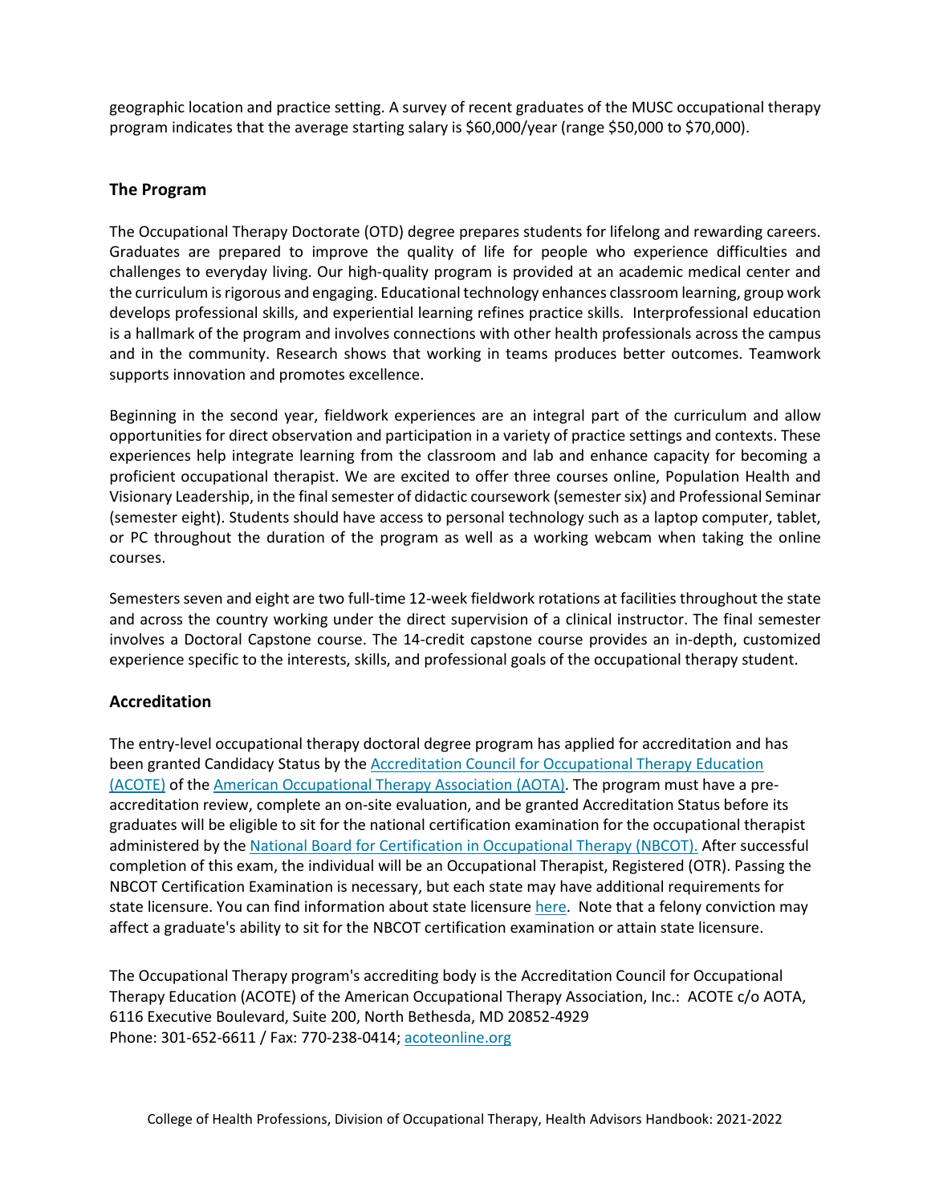geographic location and practice setting. A survey of recent graduates of the MUSC occupational therapy program indicates that the average starting salary is $60,000/year (range $50,000 to $70,000).

## The Program

The Occupational Therapy Doctorate (OTD) degree prepares students for lifelong and rewarding careers. Graduates are prepared to improve the quality of life for people who experience difficulties and challenges to everyday living. Our high-quality program is provided at an academic medical center and the curriculum is rigorous and engaging. Educational technology enhances classroom learning, group work develops professional skills, and experiential learning refines practice skills. Interprofessional education is a hallmark of the program and involves connections with other health professionals across the campus and in the community. Research shows that working in teams produces better outcomes. Teamwork supports innovation and promotes excellence.

Beginning in the second year, fieldwork experiences are an integral part of the curriculum and allow opportunities for direct observation and participation in a variety of practice settings and contexts. These experiences help integrate learning from the classroom and lab and enhance capacity for becoming a proficient occupational therapist. We are excited to offer three courses online, Population Health and Visionary Leadership, in the final semester of didactic coursework (semester six) and Professional Seminar (semester eight). Students should have access to personal technology such as a laptop computer, tablet, or PC throughout the duration of the program as well as a working webcam when taking the online courses.

Semesters seven and eight are two full-time 12-week fieldwork rotations at facilities throughout the state and across the country working under the direct supervision of a clinical instructor. The final semester involves a Doctoral Capstone course. The 14-credit capstone course provides an in-depth, customized experience specific to the interests, skills, and professional goals of the occupational therapy student.

## Accreditation

The entry-level occupational therapy doctoral degree program has applied for accreditation and has been granted Candidacy Status by the Accreditation Council for Occupational Therapy Education (ACOTE) of the American Occupational Therapy Association (AOTA). The program must have a pre-accreditation review, complete an on-site evaluation, and be granted Accreditation Status before its graduates will be eligible to sit for the national certification examination for the occupational therapist administered by the National Board for Certification in Occupational Therapy (NBCOT). After successful completion of this exam, the individual will be an Occupational Therapist, Registered (OTR). Passing the NBCOT Certification Examination is necessary, but each state may have additional requirements for state licensure. You can find information about state licensure here. Note that a felony conviction may affect a graduate's ability to sit for the NBCOT certification examination or attain state licensure.

The Occupational Therapy program's accrediting body is the Accreditation Council for Occupational Therapy Education (ACOTE) of the American Occupational Therapy Association, Inc.: ACOTE c/o AOTA, 6116 Executive Boulevard, Suite 200, North Bethesda, MD 20852-4929
Phone: 301-652-6611 / Fax: 770-238-0414; acoteonline.org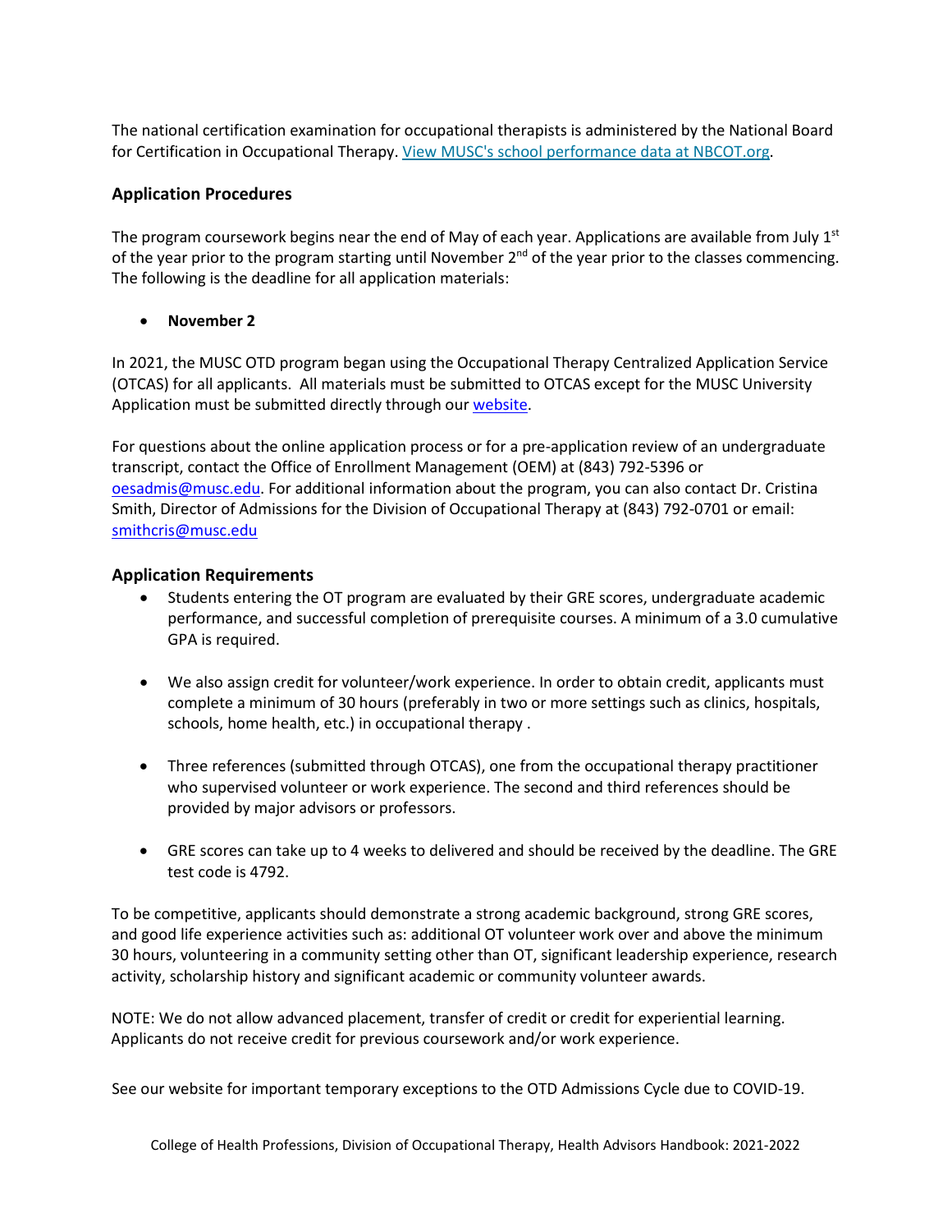The national certification examination for occupational therapists is administered by the National Board for Certification in Occupational Therapy. [View MUSC's school performance data at NBCOT.org](#).

### Application Procedures

The program coursework begins near the end of May of each year. Applications are available from July 1st of the year prior to the program starting until November 2nd of the year prior to the classes commencing. The following is the deadline for all application materials:

- **November 2**

In 2021, the MUSC OTD program began using the Occupational Therapy Centralized Application Service (OTCAS) for all applicants. All materials must be submitted to OTCAS except for the MUSC University Application must be submitted directly through our [website](#).

For questions about the online application process or for a pre-application review of an undergraduate transcript, contact the Office of Enrollment Management (OEM) at (843) 792-5396 or oesadmis@musc.edu. For additional information about the program, you can also contact Dr. Cristina Smith, Director of Admissions for the Division of Occupational Therapy at (843) 792-0701 or email: smithcris@musc.edu

### Application Requirements

- Students entering the OT program are evaluated by their GRE scores, undergraduate academic performance, and successful completion of prerequisite courses. A minimum of a 3.0 cumulative GPA is required.
- We also assign credit for volunteer/work experience. In order to obtain credit, applicants must complete a minimum of 30 hours (preferably in two or more settings such as clinics, hospitals, schools, home health, etc.) in occupational therapy .
- Three references (submitted through OTCAS), one from the occupational therapy practitioner who supervised volunteer or work experience. The second and third references should be provided by major advisors or professors.
- GRE scores can take up to 4 weeks to delivered and should be received by the deadline. The GRE test code is 4792.

To be competitive, applicants should demonstrate a strong academic background, strong GRE scores, and good life experience activities such as: additional OT volunteer work over and above the minimum 30 hours, volunteering in a community setting other than OT, significant leadership experience, research activity, scholarship history and significant academic or community volunteer awards.

NOTE: We do not allow advanced placement, transfer of credit or credit for experiential learning. Applicants do not receive credit for previous coursework and/or work experience.

See our website for important temporary exceptions to the OTD Admissions Cycle due to COVID-19.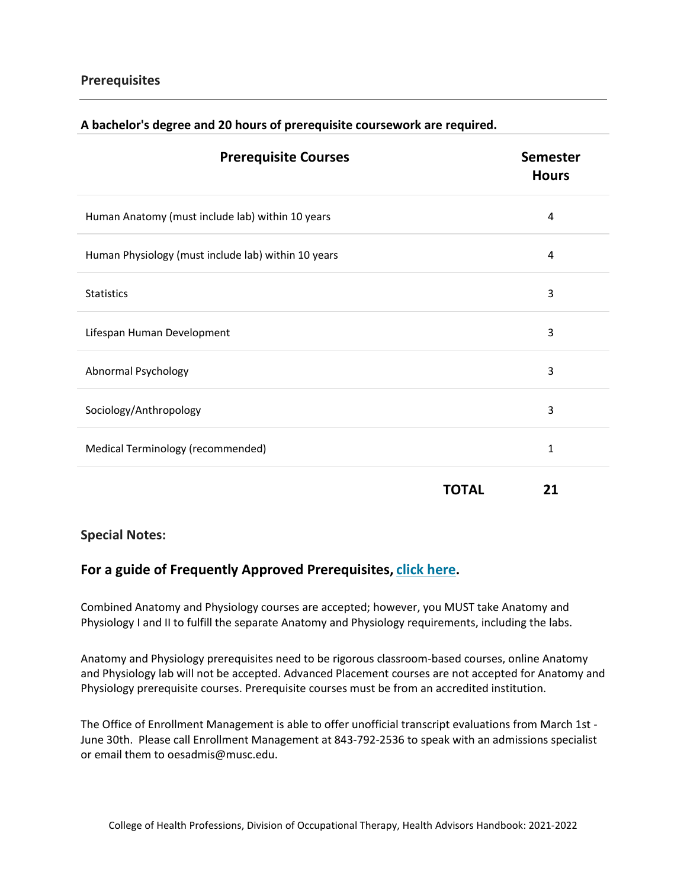## Prerequisites

**A bachelor's degree and 20 hours of prerequisite coursework are required.**

| Prerequisite Courses | Semester Hours |
|---|---|
| Human Anatomy (must include lab) within 10 years | 4 |
| Human Physiology (must include lab) within 10 years | 4 |
| Statistics | 3 |
| Lifespan Human Development | 3 |
| Abnormal Psychology | 3 |
| Sociology/Anthropology | 3 |
| Medical Terminology (recommended) | 1 |
| **TOTAL** | **21** |

**Special Notes:**

### For a guide of Frequently Approved Prerequisites, click here.

Combined Anatomy and Physiology courses are accepted; however, you MUST take Anatomy and Physiology I and II to fulfill the separate Anatomy and Physiology requirements, including the labs.

Anatomy and Physiology prerequisites need to be rigorous classroom-based courses, online Anatomy and Physiology lab will not be accepted. Advanced Placement courses are not accepted for Anatomy and Physiology prerequisite courses. Prerequisite courses must be from an accredited institution.

The Office of Enrollment Management is able to offer unofficial transcript evaluations from March 1st - June 30th. Please call Enrollment Management at 843-792-2536 to speak with an admissions specialist or email them to oesadmis@musc.edu.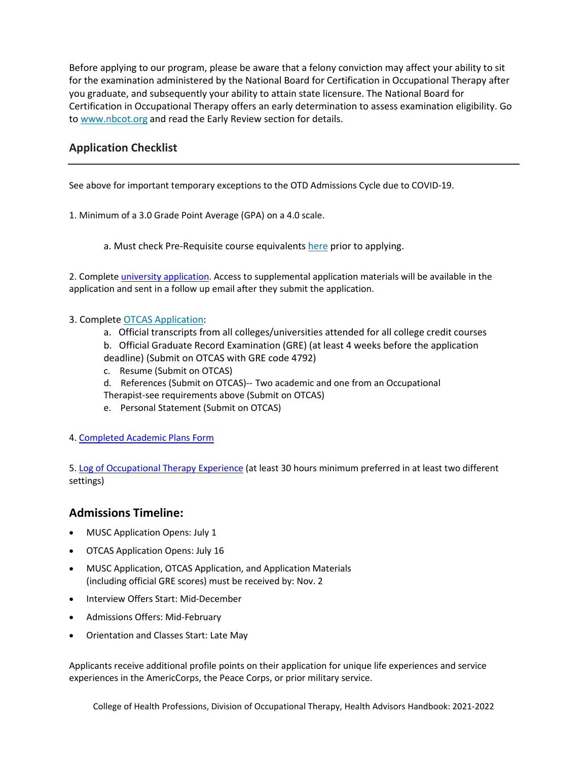Before applying to our program, please be aware that a felony conviction may affect your ability to sit for the examination administered by the National Board for Certification in Occupational Therapy after you graduate, and subsequently your ability to attain state licensure. The National Board for Certification in Occupational Therapy offers an early determination to assess examination eligibility. Go to www.nbcot.org and read the Early Review section for details.

## Application Checklist

See above for important temporary exceptions to the OTD Admissions Cycle due to COVID-19.

1. Minimum of a 3.0 Grade Point Average (GPA) on a 4.0 scale.

   a. Must check Pre-Requisite course equivalents here prior to applying.

2. Complete university application. Access to supplemental application materials will be available in the application and sent in a follow up email after they submit the application.

3. Complete OTCAS Application:

   a. Official transcripts from all colleges/universities attended for all college credit courses

   b. Official Graduate Record Examination (GRE) (at least 4 weeks before the application deadline) (Submit on OTCAS with GRE code 4792)

   c. Resume (Submit on OTCAS)

   d. References (Submit on OTCAS)-- Two academic and one from an Occupational Therapist-see requirements above (Submit on OTCAS)

   e. Personal Statement (Submit on OTCAS)

4. Completed Academic Plans Form

5. Log of Occupational Therapy Experience (at least 30 hours minimum preferred in at least two different settings)

## Admissions Timeline:

- MUSC Application Opens: July 1
- OTCAS Application Opens: July 16
- MUSC Application, OTCAS Application, and Application Materials (including official GRE scores) must be received by: Nov. 2
- Interview Offers Start: Mid-December
- Admissions Offers: Mid-February
- Orientation and Classes Start: Late May

Applicants receive additional profile points on their application for unique life experiences and service experiences in the AmericCorps, the Peace Corps, or prior military service.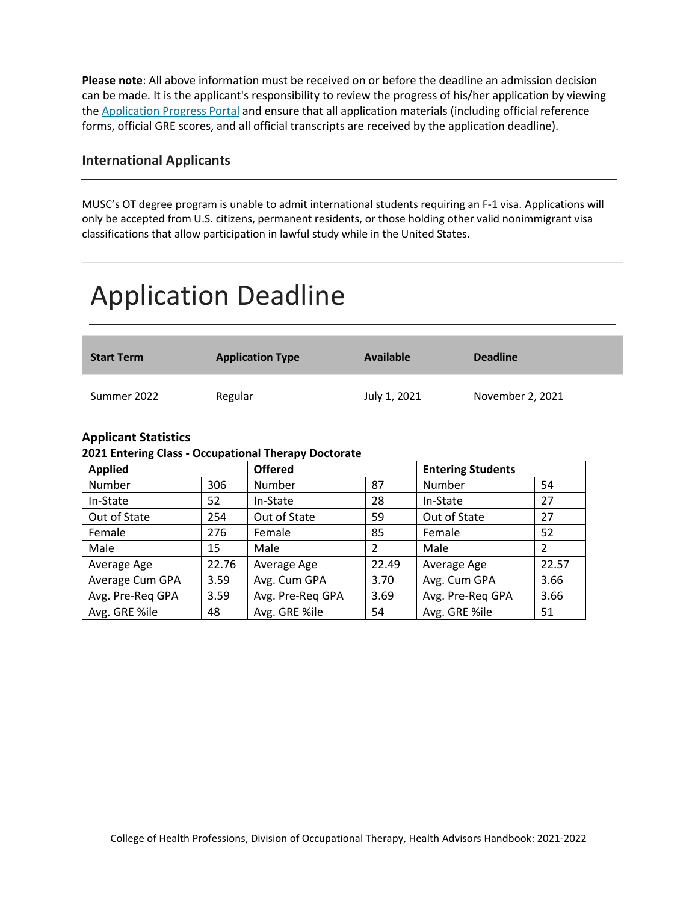**Please note**: All above information must be received on or before the deadline an admission decision can be made. It is the applicant's responsibility to review the progress of his/her application by viewing the Application Progress Portal and ensure that all application materials (including official reference forms, official GRE scores, and all official transcripts are received by the application deadline).

### International Applicants

MUSC's OT degree program is unable to admit international students requiring an F-1 visa. Applications will only be accepted from U.S. citizens, permanent residents, or those holding other valid nonimmigrant visa classifications that allow participation in lawful study while in the United States.

# Application Deadline

| Start Term | Application Type | Available | Deadline |
|---|---|---|---|
| Summer 2022 | Regular | July 1, 2021 | November 2, 2021 |

**Applicant Statistics**

**2021 Entering Class - Occupational Therapy Doctorate**

| Applied | | Offered | | Entering Students | |
|---|---|---|---|---|---|
| Number | 306 | Number | 87 | Number | 54 |
| In-State | 52 | In-State | 28 | In-State | 27 |
| Out of State | 254 | Out of State | 59 | Out of State | 27 |
| Female | 276 | Female | 85 | Female | 52 |
| Male | 15 | Male | 2 | Male | 2 |
| Average Age | 22.76 | Average Age | 22.49 | Average Age | 22.57 |
| Average Cum GPA | 3.59 | Avg. Cum GPA | 3.70 | Avg. Cum GPA | 3.66 |
| Avg. Pre-Req GPA | 3.59 | Avg. Pre-Req GPA | 3.69 | Avg. Pre-Req GPA | 3.66 |
| Avg. GRE %ile | 48 | Avg. GRE %ile | 54 | Avg. GRE %ile | 51 |